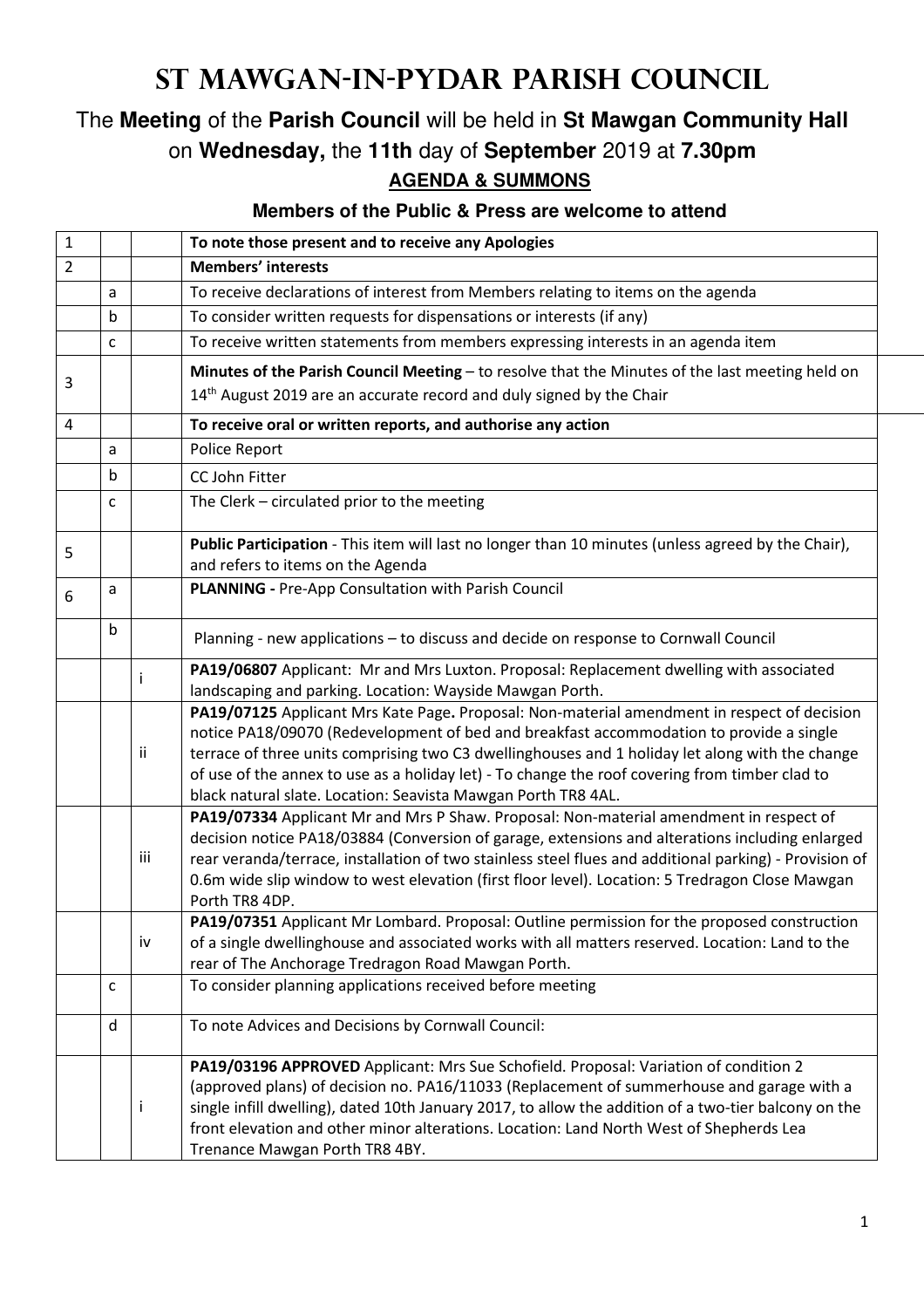# ST MAWGAN-IN-PYDAR PARISH COUNCIL

The **Meeting** of the **Parish Council** will be held in **St Mawgan Community Hall** on **Wednesday,** the **11th** day of **September** 2019 at **7.30pm**

**AGENDA & SUMMONS**

**Members of the Public & Press are welcome to attend**

| | | | |
|---|---|---|---|
| 1 | | | **To note those present and to receive any Apologies** |
| 2 | | | **Members' interests** |
| | a | | To receive declarations of interest from Members relating to items on the agenda |
| | b | | To consider written requests for dispensations or interests (if any) |
| | c | | To receive written statements from members expressing interests in an agenda item |
| 3 | | | **Minutes of the Parish Council Meeting** – to resolve that the Minutes of the last meeting held on 14th August 2019 are an accurate record and duly signed by the Chair |
| 4 | | | **To receive oral or written reports, and authorise any action** |
| | a | | Police Report |
| | b | | CC John Fitter |
| | c | | The Clerk – circulated prior to the meeting |
| 5 | | | **Public Participation** - This item will last no longer than 10 minutes (unless agreed by the Chair), and refers to items on the Agenda |
| 6 | a | | **PLANNING -** Pre-App Consultation with Parish Council |
| | b | | Planning - new applications – to discuss and decide on response to Cornwall Council |
| | | i | **PA19/06807** Applicant: Mr and Mrs Luxton. Proposal: Replacement dwelling with associated landscaping and parking. Location: Wayside Mawgan Porth. |
| | | ii | **PA19/07125** Applicant Mrs Kate Page**.** Proposal: Non-material amendment in respect of decision notice PA18/09070 (Redevelopment of bed and breakfast accommodation to provide a single terrace of three units comprising two C3 dwellinghouses and 1 holiday let along with the change of use of the annex to use as a holiday let) - To change the roof covering from timber clad to black natural slate. Location: Seavista Mawgan Porth TR8 4AL. |
| | | iii | **PA19/07334** Applicant Mr and Mrs P Shaw. Proposal: Non-material amendment in respect of decision notice PA18/03884 (Conversion of garage, extensions and alterations including enlarged rear veranda/terrace, installation of two stainless steel flues and additional parking) - Provision of 0.6m wide slip window to west elevation (first floor level). Location: 5 Tredragon Close Mawgan Porth TR8 4DP. |
| | | iv | **PA19/07351** Applicant Mr Lombard. Proposal: Outline permission for the proposed construction of a single dwellinghouse and associated works with all matters reserved. Location: Land to the rear of The Anchorage Tredragon Road Mawgan Porth. |
| | c | | To consider planning applications received before meeting |
| | d | | To note Advices and Decisions by Cornwall Council: |
| | | i | **PA19/03196 APPROVED** Applicant: Mrs Sue Schofield. Proposal: Variation of condition 2 (approved plans) of decision no. PA16/11033 (Replacement of summerhouse and garage with a single infill dwelling), dated 10th January 2017, to allow the addition of a two-tier balcony on the front elevation and other minor alterations. Location: Land North West of Shepherds Lea Trenance Mawgan Porth TR8 4BY. |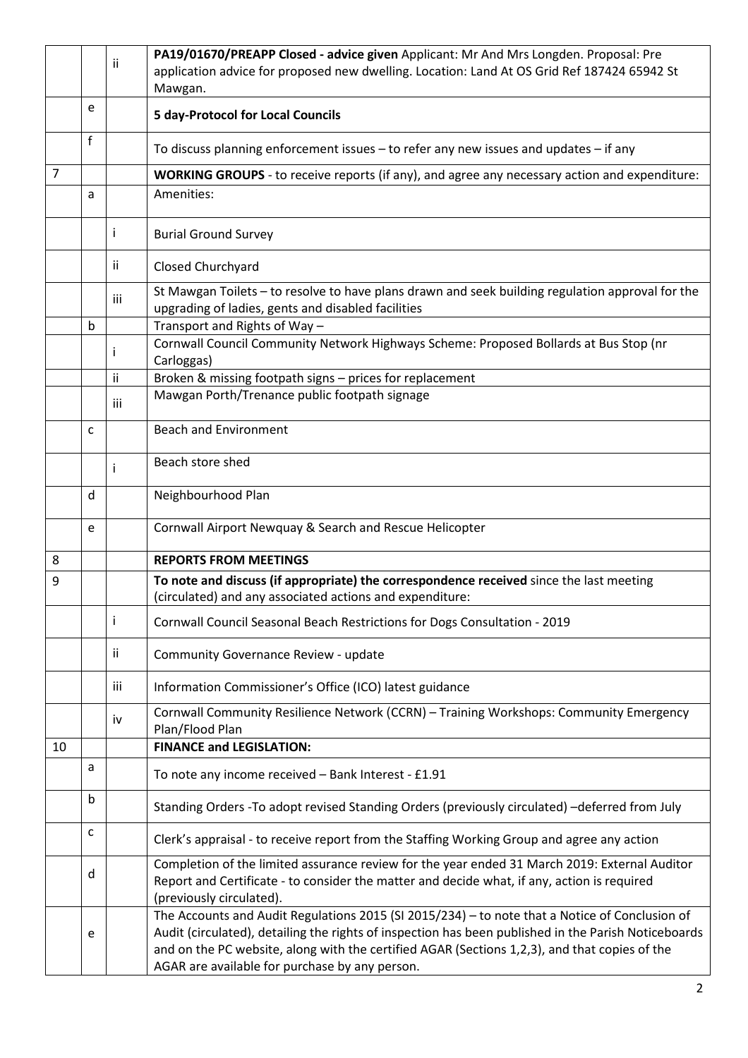| | | | |
|---|---|---|---|
| | | ii | **PA19/01670/PREAPP Closed - advice given** Applicant: Mr And Mrs Longden. Proposal: Pre application advice for proposed new dwelling. Location: Land At OS Grid Ref 187424 65942 St Mawgan. |
| | e | | **5 day-Protocol for Local Councils** |
| | f | | To discuss planning enforcement issues – to refer any new issues and updates – if any |
| 7 | | | **WORKING GROUPS** - to receive reports (if any), and agree any necessary action and expenditure: |
| | a | | Amenities: |
| | | i | Burial Ground Survey |
| | | ii | Closed Churchyard |
| | | iii | St Mawgan Toilets – to resolve to have plans drawn and seek building regulation approval for the upgrading of ladies, gents and disabled facilities |
| | b | | Transport and Rights of Way – |
| | | i | Cornwall Council Community Network Highways Scheme: Proposed Bollards at Bus Stop (nr Carloggas) |
| | | ii | Broken & missing footpath signs – prices for replacement |
| | | iii | Mawgan Porth/Trenance public footpath signage |
| | c | | Beach and Environment |
| | | i | Beach store shed |
| | d | | Neighbourhood Plan |
| | e | | Cornwall Airport Newquay & Search and Rescue Helicopter |
| 8 | | | **REPORTS FROM MEETINGS** |
| 9 | | | **To note and discuss (if appropriate) the correspondence received** since the last meeting (circulated) and any associated actions and expenditure: |
| | | i | Cornwall Council Seasonal Beach Restrictions for Dogs Consultation - 2019 |
| | | ii | Community Governance Review - update |
| | | iii | Information Commissioner's Office (ICO) latest guidance |
| | | iv | Cornwall Community Resilience Network (CCRN) – Training Workshops: Community Emergency Plan/Flood Plan |
| 10 | | | **FINANCE and LEGISLATION:** |
| | a | | To note any income received – Bank Interest - £1.91 |
| | b | | Standing Orders -To adopt revised Standing Orders (previously circulated) –deferred from July |
| | c | | Clerk's appraisal - to receive report from the Staffing Working Group and agree any action |
| | d | | Completion of the limited assurance review for the year ended 31 March 2019: External Auditor Report and Certificate - to consider the matter and decide what, if any, action is required (previously circulated). |
| | e | | The Accounts and Audit Regulations 2015 (SI 2015/234) – to note that a Notice of Conclusion of Audit (circulated), detailing the rights of inspection has been published in the Parish Noticeboards and on the PC website, along with the certified AGAR (Sections 1,2,3), and that copies of the AGAR are available for purchase by any person. |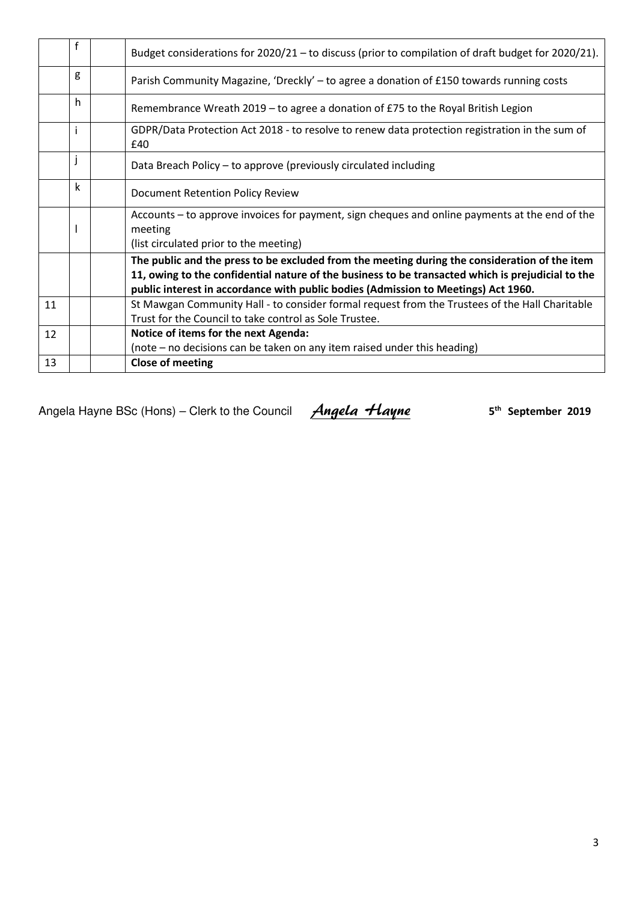| | | | |
|---|---|---|---|
| | f | | Budget considerations for 2020/21 – to discuss (prior to compilation of draft budget for 2020/21). |
| | g | | Parish Community Magazine, 'Dreckly' – to agree a donation of £150 towards running costs |
| | h | | Remembrance Wreath 2019 – to agree a donation of £75 to the Royal British Legion |
| | i | | GDPR/Data Protection Act 2018 - to resolve to renew data protection registration in the sum of £40 |
| | j | | Data Breach Policy – to approve (previously circulated including |
| | k | | Document Retention Policy Review |
| | l | | Accounts – to approve invoices for payment, sign cheques and online payments at the end of the meeting<br>(list circulated prior to the meeting) |
| | | | **The public and the press to be excluded from the meeting during the consideration of the item 11, owing to the confidential nature of the business to be transacted which is prejudicial to the public interest in accordance with public bodies (Admission to Meetings) Act 1960.** |
| 11 | | | St Mawgan Community Hall - to consider formal request from the Trustees of the Hall Charitable Trust for the Council to take control as Sole Trustee. |
| 12 | | | **Notice of items for the next Agenda:**<br>(note – no decisions can be taken on any item raised under this heading) |
| 13 | | | **Close of meeting** |

Angela Hayne BSc (Hons) – Clerk to the Council *Angela Hayne* **5th September 2019**